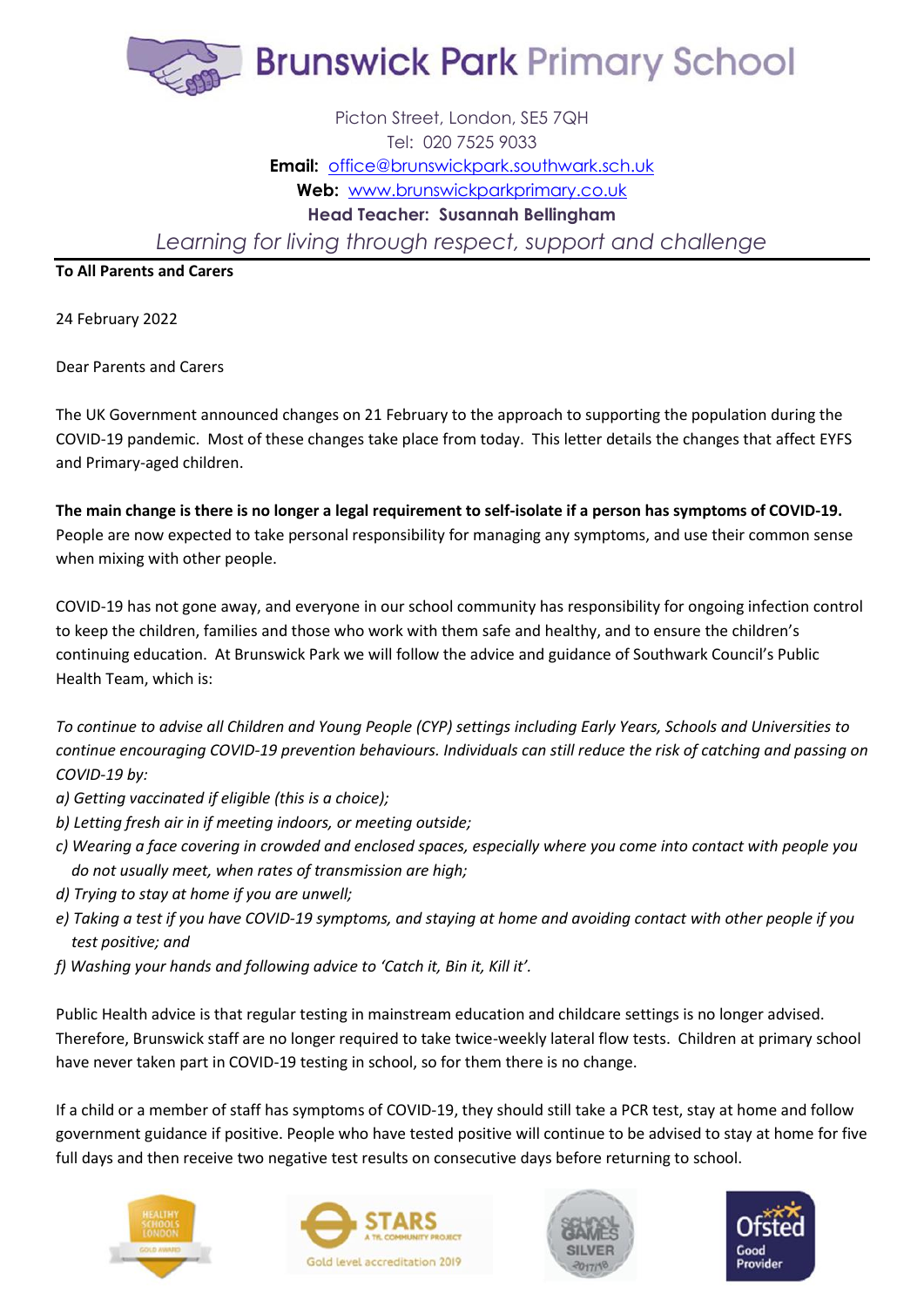# Brunswick Park Primary School

Picton Street, London, SE5 7QH
Tel: 020 7525 9033
**Email:** office@brunswickpark.southwark.sch.uk
**Web:** www.brunswickparkprimary.co.uk
**Head Teacher: Susannah Bellingham**

*Learning for living through respect, support and challenge*

---

**To All Parents and Carers**

24 February 2022

Dear Parents and Carers

The UK Government announced changes on 21 February to the approach to supporting the population during the COVID-19 pandemic. Most of these changes take place from today. This letter details the changes that affect EYFS and Primary-aged children.

**The main change is there is no longer a legal requirement to self-isolate if a person has symptoms of COVID-19.** People are now expected to take personal responsibility for managing any symptoms, and use their common sense when mixing with other people.

COVID-19 has not gone away, and everyone in our school community has responsibility for ongoing infection control to keep the children, families and those who work with them safe and healthy, and to ensure the children's continuing education. At Brunswick Park we will follow the advice and guidance of Southwark Council's Public Health Team, which is:

*To continue to advise all Children and Young People (CYP) settings including Early Years, Schools and Universities to continue encouraging COVID-19 prevention behaviours. Individuals can still reduce the risk of catching and passing on COVID-19 by:*

*a) Getting vaccinated if eligible (this is a choice);*
*b) Letting fresh air in if meeting indoors, or meeting outside;*
*c) Wearing a face covering in crowded and enclosed spaces, especially where you come into contact with people you do not usually meet, when rates of transmission are high;*
*d) Trying to stay at home if you are unwell;*
*e) Taking a test if you have COVID-19 symptoms, and staying at home and avoiding contact with other people if you test positive; and*
*f) Washing your hands and following advice to 'Catch it, Bin it, Kill it'.*

Public Health advice is that regular testing in mainstream education and childcare settings is no longer advised. Therefore, Brunswick staff are no longer required to take twice-weekly lateral flow tests. Children at primary school have never taken part in COVID-19 testing in school, so for them there is no change.

If a child or a member of staff has symptoms of COVID-19, they should still take a PCR test, stay at home and follow government guidance if positive. People who have tested positive will continue to be advised to stay at home for five full days and then receive two negative test results on consecutive days before returning to school.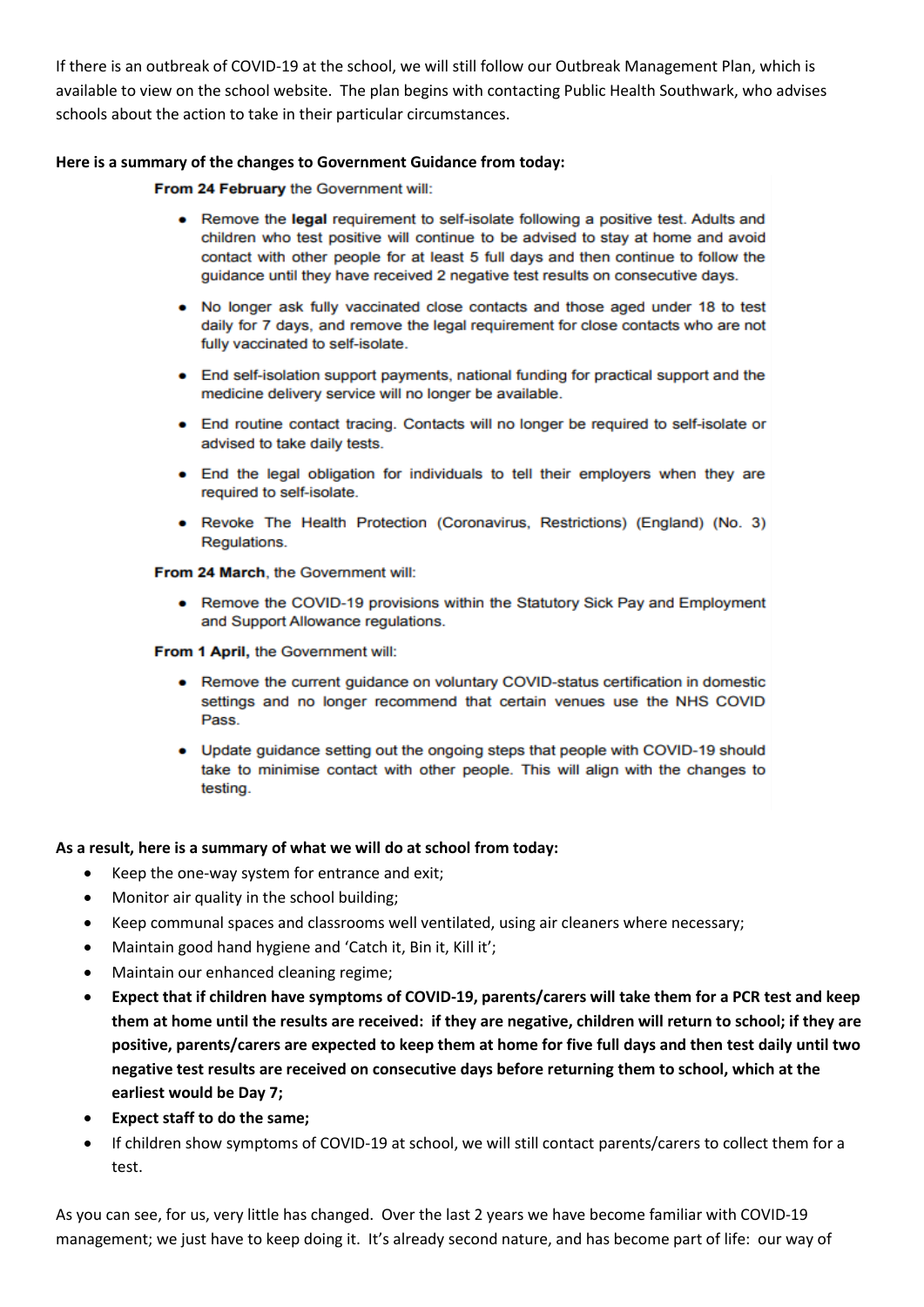If there is an outbreak of COVID-19 at the school, we will still follow our Outbreak Management Plan, which is available to view on the school website. The plan begins with contacting Public Health Southwark, who advises schools about the action to take in their particular circumstances.

**Here is a summary of the changes to Government Guidance from today:**

**From 24 February** the Government will:

- Remove the **legal** requirement to self-isolate following a positive test. Adults and children who test positive will continue to be advised to stay at home and avoid contact with other people for at least 5 full days and then continue to follow the guidance until they have received 2 negative test results on consecutive days.
- No longer ask fully vaccinated close contacts and those aged under 18 to test daily for 7 days, and remove the legal requirement for close contacts who are not fully vaccinated to self-isolate.
- End self-isolation support payments, national funding for practical support and the medicine delivery service will no longer be available.
- End routine contact tracing. Contacts will no longer be required to self-isolate or advised to take daily tests.
- End the legal obligation for individuals to tell their employers when they are required to self-isolate.
- Revoke The Health Protection (Coronavirus, Restrictions) (England) (No. 3) Regulations.

**From 24 March**, the Government will:

- Remove the COVID-19 provisions within the Statutory Sick Pay and Employment and Support Allowance regulations.

**From 1 April,** the Government will:

- Remove the current guidance on voluntary COVID-status certification in domestic settings and no longer recommend that certain venues use the NHS COVID Pass.
- Update guidance setting out the ongoing steps that people with COVID-19 should take to minimise contact with other people. This will align with the changes to testing.

**As a result, here is a summary of what we will do at school from today:**

- Keep the one-way system for entrance and exit;
- Monitor air quality in the school building;
- Keep communal spaces and classrooms well ventilated, using air cleaners where necessary;
- Maintain good hand hygiene and 'Catch it, Bin it, Kill it';
- Maintain our enhanced cleaning regime;
- **Expect that if children have symptoms of COVID-19, parents/carers will take them for a PCR test and keep them at home until the results are received: if they are negative, children will return to school; if they are positive, parents/carers are expected to keep them at home for five full days and then test daily until two negative test results are received on consecutive days before returning them to school, which at the earliest would be Day 7;**
- **Expect staff to do the same;**
- If children show symptoms of COVID-19 at school, we will still contact parents/carers to collect them for a test.

As you can see, for us, very little has changed. Over the last 2 years we have become familiar with COVID-19 management; we just have to keep doing it. It's already second nature, and has become part of life: our way of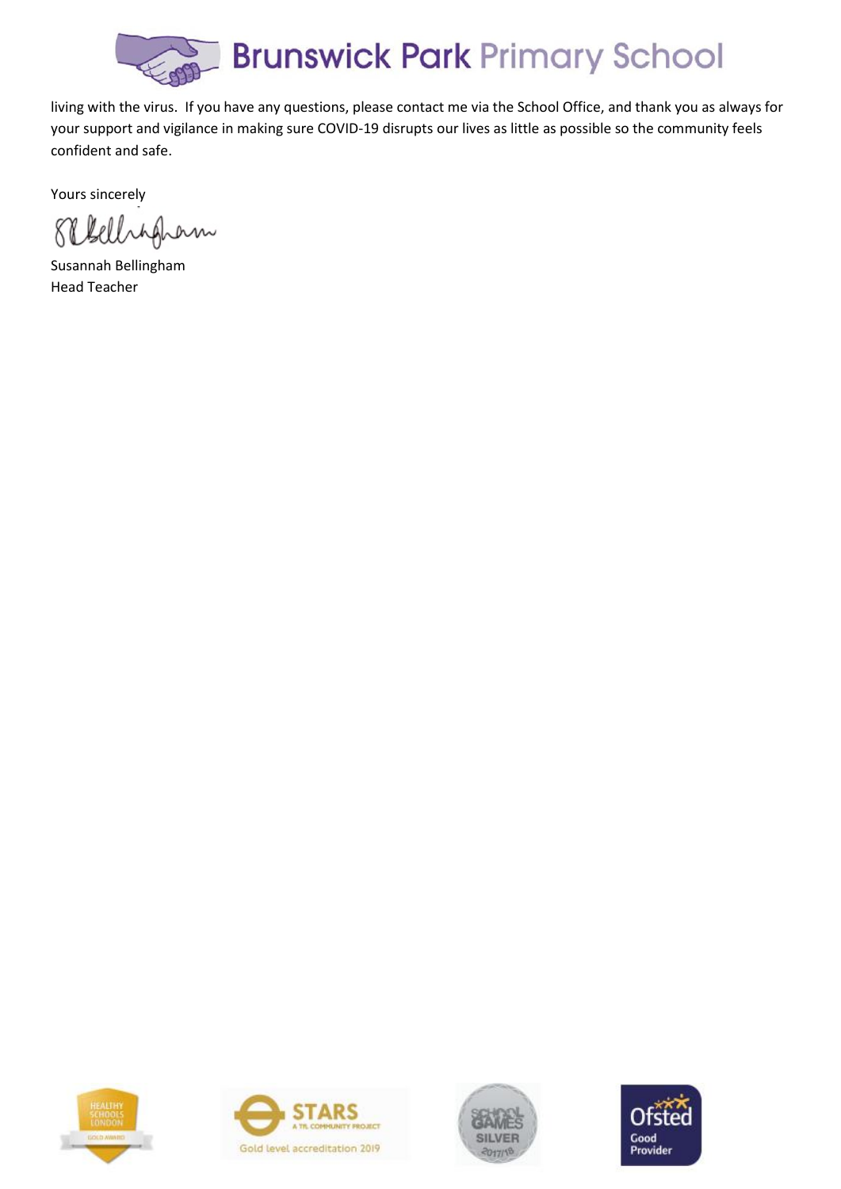living with the virus. If you have any questions, please contact me via the School Office, and thank you as always for your support and vigilance in making sure COVID-19 disrupts our lives as little as possible so the community feels confident and safe.

Yours sincerely

Susannah Bellingham
Head Teacher